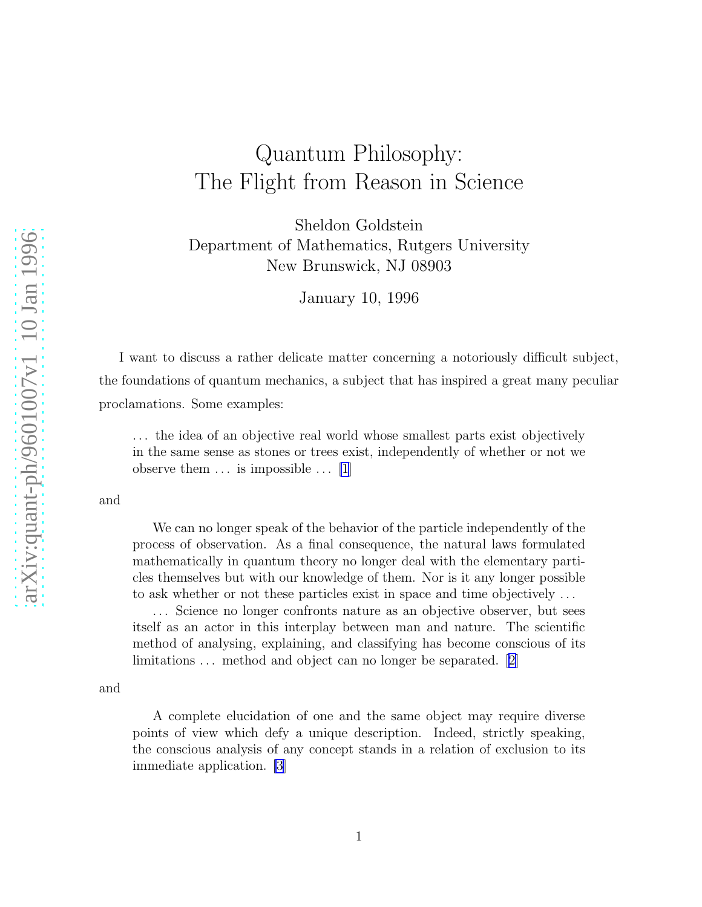# Quantum Philosophy: The Flight from Reason in Science

Sheldon Goldstein
Department of Mathematics, Rutgers University
New Brunswick, NJ 08903

January 10, 1996

I want to discuss a rather delicate matter concerning a notoriously difficult subject, the foundations of quantum mechanics, a subject that has inspired a great many peculiar proclamations. Some examples:

> . . . the idea of an objective real world whose smallest parts exist objectively in the same sense as stones or trees exist, independently of whether or not we observe them . . . is impossible . . . [1]

and

> We can no longer speak of the behavior of the particle independently of the process of observation. As a final consequence, the natural laws formulated mathematically in quantum theory no longer deal with the elementary particles themselves but with our knowledge of them. Nor is it any longer possible to ask whether or not these particles exist in space and time objectively . . .
>
> . . . Science no longer confronts nature as an objective observer, but sees itself as an actor in this interplay between man and nature. The scientific method of analysing, explaining, and classifying has become conscious of its limitations . . . method and object can no longer be separated. [2]

and

> A complete elucidation of one and the same object may require diverse points of view which defy a unique description. Indeed, strictly speaking, the conscious analysis of any concept stands in a relation of exclusion to its immediate application. [3]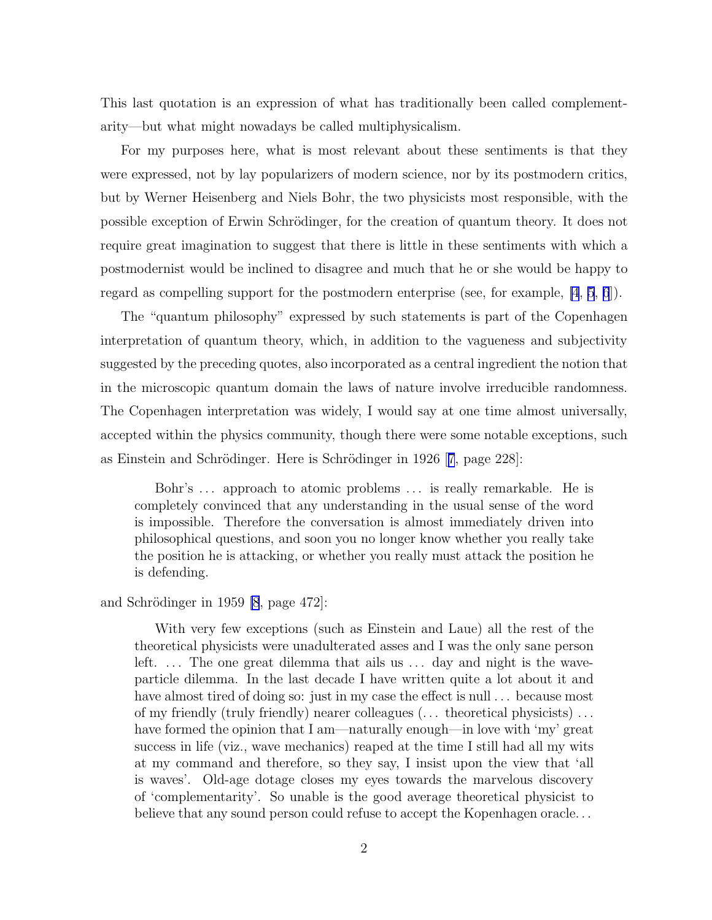This last quotation is an expression of what has traditionally been called complementarity—but what might nowadays be called multiphysicalism.

For my purposes here, what is most relevant about these sentiments is that they were expressed, not by lay popularizers of modern science, nor by its postmodern critics, but by Werner Heisenberg and Niels Bohr, the two physicists most responsible, with the possible exception of Erwin Schrödinger, for the creation of quantum theory. It does not require great imagination to suggest that there is little in these sentiments with which a postmodernist would be inclined to disagree and much that he or she would be happy to regard as compelling support for the postmodern enterprise (see, for example, [4, 5, 6]).

The "quantum philosophy" expressed by such statements is part of the Copenhagen interpretation of quantum theory, which, in addition to the vagueness and subjectivity suggested by the preceding quotes, also incorporated as a central ingredient the notion that in the microscopic quantum domain the laws of nature involve irreducible randomness. The Copenhagen interpretation was widely, I would say at one time almost universally, accepted within the physics community, though there were some notable exceptions, such as Einstein and Schrödinger. Here is Schrödinger in 1926 [7, page 228]:

> Bohr's ... approach to atomic problems ... is really remarkable. He is completely convinced that any understanding in the usual sense of the word is impossible. Therefore the conversation is almost immediately driven into philosophical questions, and soon you no longer know whether you really take the position he is attacking, or whether you really must attack the position he is defending.

and Schrödinger in 1959 [8, page 472]:

> With very few exceptions (such as Einstein and Laue) all the rest of the theoretical physicists were unadulterated asses and I was the only sane person left. ... The one great dilemma that ails us ... day and night is the wave-particle dilemma. In the last decade I have written quite a lot about it and have almost tired of doing so: just in my case the effect is null ... because most of my friendly (truly friendly) nearer colleagues (... theoretical physicists) ... have formed the opinion that I am—naturally enough—in love with 'my' great success in life (viz., wave mechanics) reaped at the time I still had all my wits at my command and therefore, so they say, I insist upon the view that 'all is waves'. Old-age dotage closes my eyes towards the marvelous discovery of 'complementarity'. So unable is the good average theoretical physicist to believe that any sound person could refuse to accept the Kopenhagen oracle...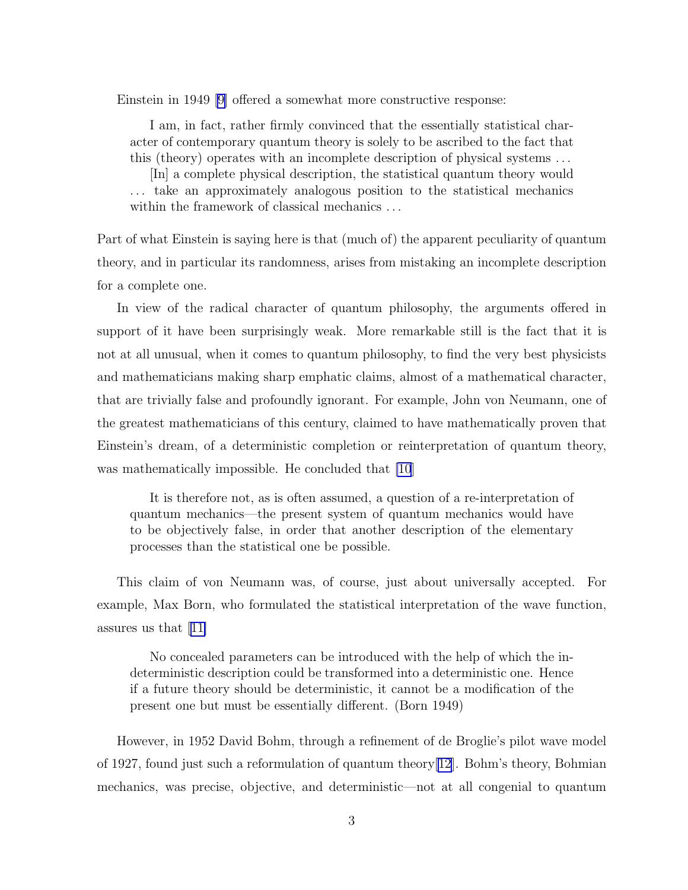Einstein in 1949 [9] offered a somewhat more constructive response:

> I am, in fact, rather firmly convinced that the essentially statistical character of contemporary quantum theory is solely to be ascribed to the fact that this (theory) operates with an incomplete description of physical systems ...
>
> [In] a complete physical description, the statistical quantum theory would ... take an approximately analogous position to the statistical mechanics within the framework of classical mechanics ...

Part of what Einstein is saying here is that (much of) the apparent peculiarity of quantum theory, and in particular its randomness, arises from mistaking an incomplete description for a complete one.

In view of the radical character of quantum philosophy, the arguments offered in support of it have been surprisingly weak. More remarkable still is the fact that it is not at all unusual, when it comes to quantum philosophy, to find the very best physicists and mathematicians making sharp emphatic claims, almost of a mathematical character, that are trivially false and profoundly ignorant. For example, John von Neumann, one of the greatest mathematicians of this century, claimed to have mathematically proven that Einstein's dream, of a deterministic completion or reinterpretation of quantum theory, was mathematically impossible. He concluded that [10]

> It is therefore not, as is often assumed, a question of a re-interpretation of quantum mechanics—the present system of quantum mechanics would have to be objectively false, in order that another description of the elementary processes than the statistical one be possible.

This claim of von Neumann was, of course, just about universally accepted. For example, Max Born, who formulated the statistical interpretation of the wave function, assures us that [11]

> No concealed parameters can be introduced with the help of which the indeterministic description could be transformed into a deterministic one. Hence if a future theory should be deterministic, it cannot be a modification of the present one but must be essentially different. (Born 1949)

However, in 1952 David Bohm, through a refinement of de Broglie's pilot wave model of 1927, found just such a reformulation of quantum theory[12]. Bohm's theory, Bohmian mechanics, was precise, objective, and deterministic—not at all congenial to quantum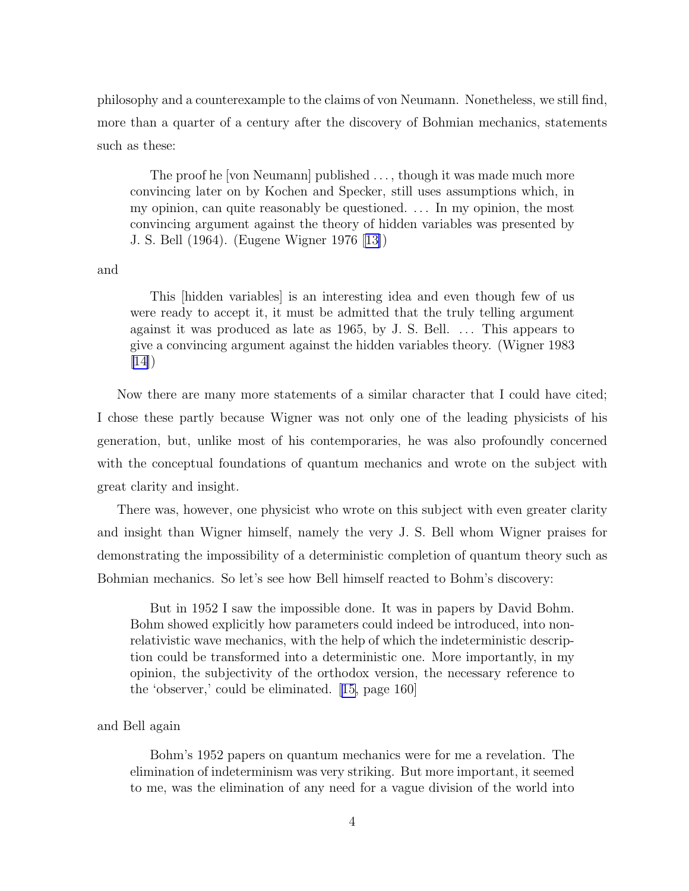philosophy and a counterexample to the claims of von Neumann. Nonetheless, we still find, more than a quarter of a century after the discovery of Bohmian mechanics, statements such as these:

> The proof he [von Neumann] published . . . , though it was made much more convincing later on by Kochen and Specker, still uses assumptions which, in my opinion, can quite reasonably be questioned. . . . In my opinion, the most convincing argument against the theory of hidden variables was presented by J. S. Bell (1964). (Eugene Wigner 1976 [13])

and

> This [hidden variables] is an interesting idea and even though few of us were ready to accept it, it must be admitted that the truly telling argument against it was produced as late as 1965, by J. S. Bell. . . . This appears to give a convincing argument against the hidden variables theory. (Wigner 1983 [14])

Now there are many more statements of a similar character that I could have cited; I chose these partly because Wigner was not only one of the leading physicists of his generation, but, unlike most of his contemporaries, he was also profoundly concerned with the conceptual foundations of quantum mechanics and wrote on the subject with great clarity and insight.

There was, however, one physicist who wrote on this subject with even greater clarity and insight than Wigner himself, namely the very J. S. Bell whom Wigner praises for demonstrating the impossibility of a deterministic completion of quantum theory such as Bohmian mechanics. So let's see how Bell himself reacted to Bohm's discovery:

> But in 1952 I saw the impossible done. It was in papers by David Bohm. Bohm showed explicitly how parameters could indeed be introduced, into nonrelativistic wave mechanics, with the help of which the indeterministic description could be transformed into a deterministic one. More importantly, in my opinion, the subjectivity of the orthodox version, the necessary reference to the 'observer,' could be eliminated. [15, page 160]

and Bell again

> Bohm's 1952 papers on quantum mechanics were for me a revelation. The elimination of indeterminism was very striking. But more important, it seemed to me, was the elimination of any need for a vague division of the world into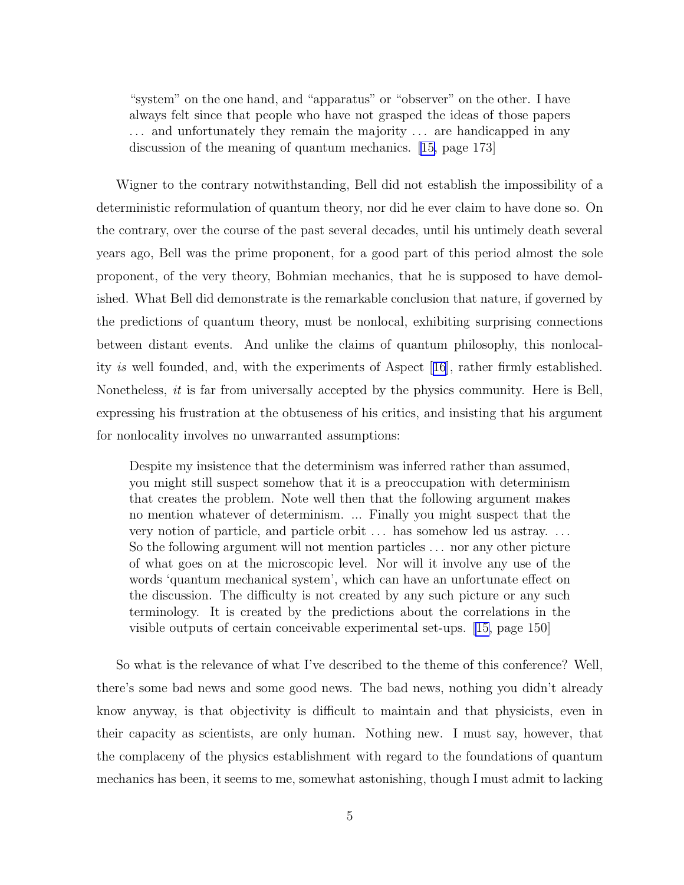> "system" on the one hand, and "apparatus" or "observer" on the other. I have always felt since that people who have not grasped the ideas of those papers . . . and unfortunately they remain the majority . . . are handicapped in any discussion of the meaning of quantum mechanics. [15, page 173]

Wigner to the contrary notwithstanding, Bell did not establish the impossibility of a deterministic reformulation of quantum theory, nor did he ever claim to have done so. On the contrary, over the course of the past several decades, until his untimely death several years ago, Bell was the prime proponent, for a good part of this period almost the sole proponent, of the very theory, Bohmian mechanics, that he is supposed to have demolished. What Bell did demonstrate is the remarkable conclusion that nature, if governed by the predictions of quantum theory, must be nonlocal, exhibiting surprising connections between distant events. And unlike the claims of quantum philosophy, this nonlocality *is* well founded, and, with the experiments of Aspect [16], rather firmly established. Nonetheless, *it* is far from universally accepted by the physics community. Here is Bell, expressing his frustration at the obtuseness of his critics, and insisting that his argument for nonlocality involves no unwarranted assumptions:

> Despite my insistence that the determinism was inferred rather than assumed, you might still suspect somehow that it is a preoccupation with determinism that creates the problem. Note well then that the following argument makes no mention whatever of determinism. ... Finally you might suspect that the very notion of particle, and particle orbit . . . has somehow led us astray. . . . So the following argument will not mention particles . . . nor any other picture of what goes on at the microscopic level. Nor will it involve any use of the words 'quantum mechanical system', which can have an unfortunate effect on the discussion. The difficulty is not created by any such picture or any such terminology. It is created by the predictions about the correlations in the visible outputs of certain conceivable experimental set-ups. [15, page 150]

So what is the relevance of what I've described to the theme of this conference? Well, there's some bad news and some good news. The bad news, nothing you didn't already know anyway, is that objectivity is difficult to maintain and that physicists, even in their capacity as scientists, are only human. Nothing new. I must say, however, that the complaceny of the physics establishment with regard to the foundations of quantum mechanics has been, it seems to me, somewhat astonishing, though I must admit to lacking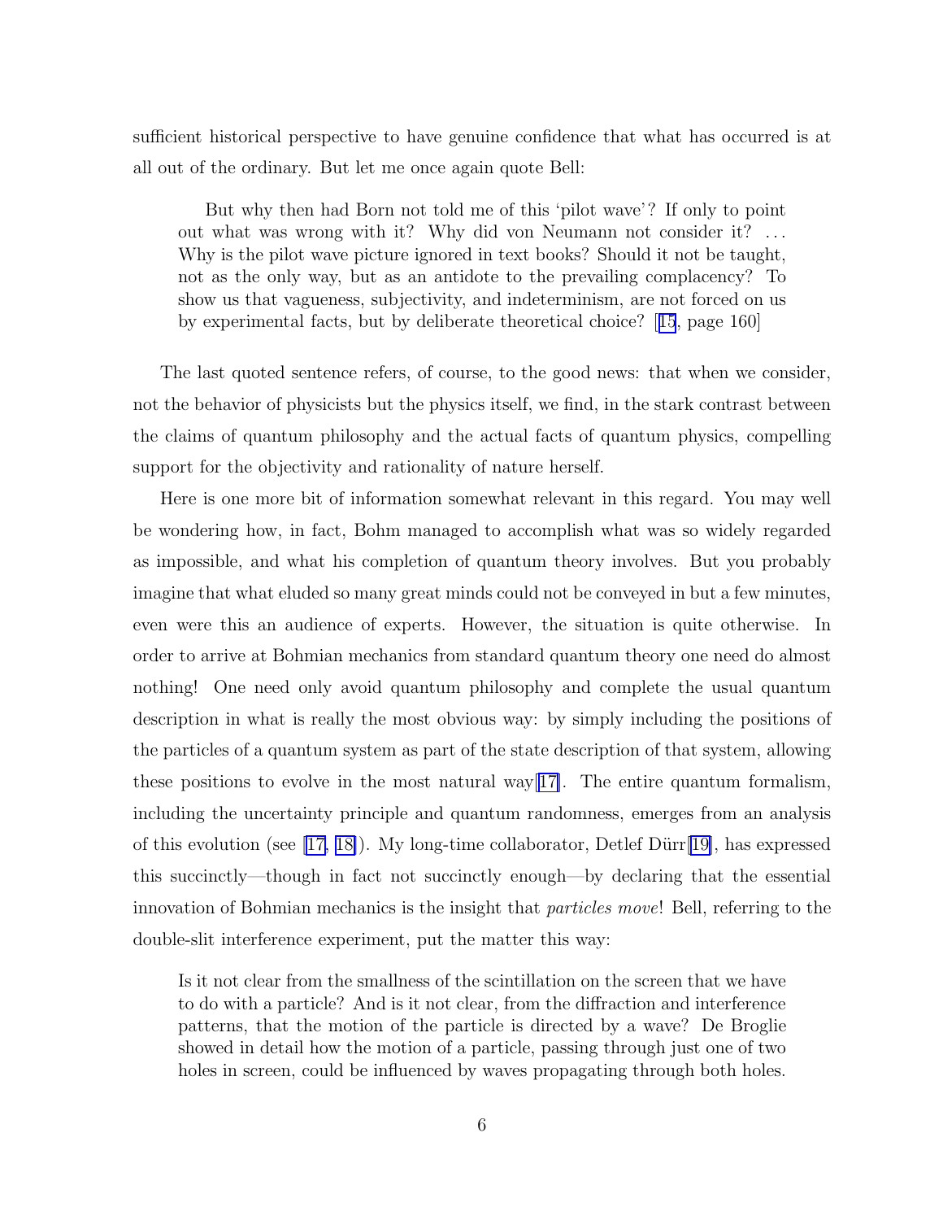sufficient historical perspective to have genuine confidence that what has occurred is at all out of the ordinary. But let me once again quote Bell:

> But why then had Born not told me of this 'pilot wave'? If only to point out what was wrong with it? Why did von Neumann not consider it? ... Why is the pilot wave picture ignored in text books? Should it not be taught, not as the only way, but as an antidote to the prevailing complacency? To show us that vagueness, subjectivity, and indeterminism, are not forced on us by experimental facts, but by deliberate theoretical choice? [[15], page 160]

The last quoted sentence refers, of course, to the good news: that when we consider, not the behavior of physicists but the physics itself, we find, in the stark contrast between the claims of quantum philosophy and the actual facts of quantum physics, compelling support for the objectivity and rationality of nature herself.

Here is one more bit of information somewhat relevant in this regard. You may well be wondering how, in fact, Bohm managed to accomplish what was so widely regarded as impossible, and what his completion of quantum theory involves. But you probably imagine that what eluded so many great minds could not be conveyed in but a few minutes, even were this an audience of experts. However, the situation is quite otherwise. In order to arrive at Bohmian mechanics from standard quantum theory one need do almost nothing! One need only avoid quantum philosophy and complete the usual quantum description in what is really the most obvious way: by simply including the positions of the particles of a quantum system as part of the state description of that system, allowing these positions to evolve in the most natural way[17]. The entire quantum formalism, including the uncertainty principle and quantum randomness, emerges from an analysis of this evolution (see [17, 18]). My long-time collaborator, Detlef Dürr[19], has expressed this succinctly—though in fact not succinctly enough—by declaring that the essential innovation of Bohmian mechanics is the insight that *particles move*! Bell, referring to the double-slit interference experiment, put the matter this way:

> Is it not clear from the smallness of the scintillation on the screen that we have to do with a particle? And is it not clear, from the diffraction and interference patterns, that the motion of the particle is directed by a wave? De Broglie showed in detail how the motion of a particle, passing through just one of two holes in screen, could be influenced by waves propagating through both holes.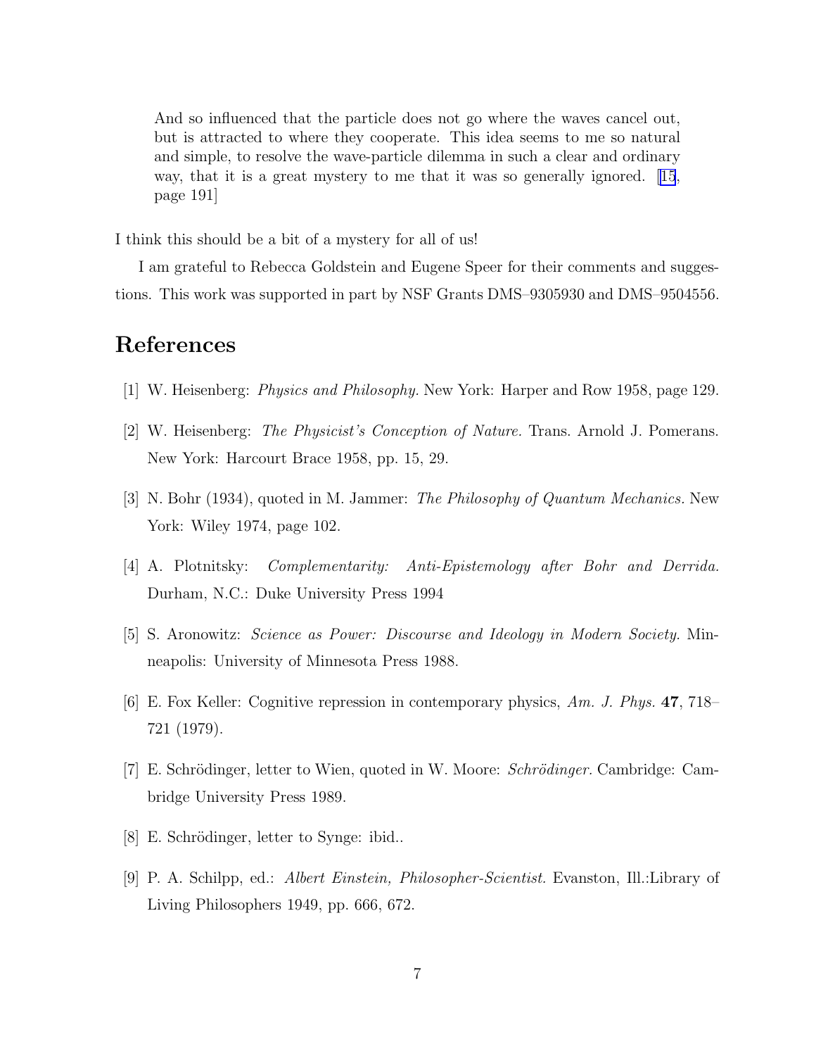> And so influenced that the particle does not go where the waves cancel out, but is attracted to where they cooperate. This idea seems to me so natural and simple, to resolve the wave-particle dilemma in such a clear and ordinary way, that it is a great mystery to me that it was so generally ignored. [15, page 191]

I think this should be a bit of a mystery for all of us!

I am grateful to Rebecca Goldstein and Eugene Speer for their comments and suggestions. This work was supported in part by NSF Grants DMS–9305930 and DMS–9504556.

## References

[1] W. Heisenberg: *Physics and Philosophy.* New York: Harper and Row 1958, page 129.

[2] W. Heisenberg: *The Physicist's Conception of Nature.* Trans. Arnold J. Pomerans. New York: Harcourt Brace 1958, pp. 15, 29.

[3] N. Bohr (1934), quoted in M. Jammer: *The Philosophy of Quantum Mechanics.* New York: Wiley 1974, page 102.

[4] A. Plotnitsky: *Complementarity: Anti-Epistemology after Bohr and Derrida.* Durham, N.C.: Duke University Press 1994

[5] S. Aronowitz: *Science as Power: Discourse and Ideology in Modern Society.* Minneapolis: University of Minnesota Press 1988.

[6] E. Fox Keller: Cognitive repression in contemporary physics, *Am. J. Phys.* **47**, 718–721 (1979).

[7] E. Schrödinger, letter to Wien, quoted in W. Moore: *Schrödinger.* Cambridge: Cambridge University Press 1989.

[8] E. Schrödinger, letter to Synge: ibid..

[9] P. A. Schilpp, ed.: *Albert Einstein, Philosopher-Scientist.* Evanston, Ill.:Library of Living Philosophers 1949, pp. 666, 672.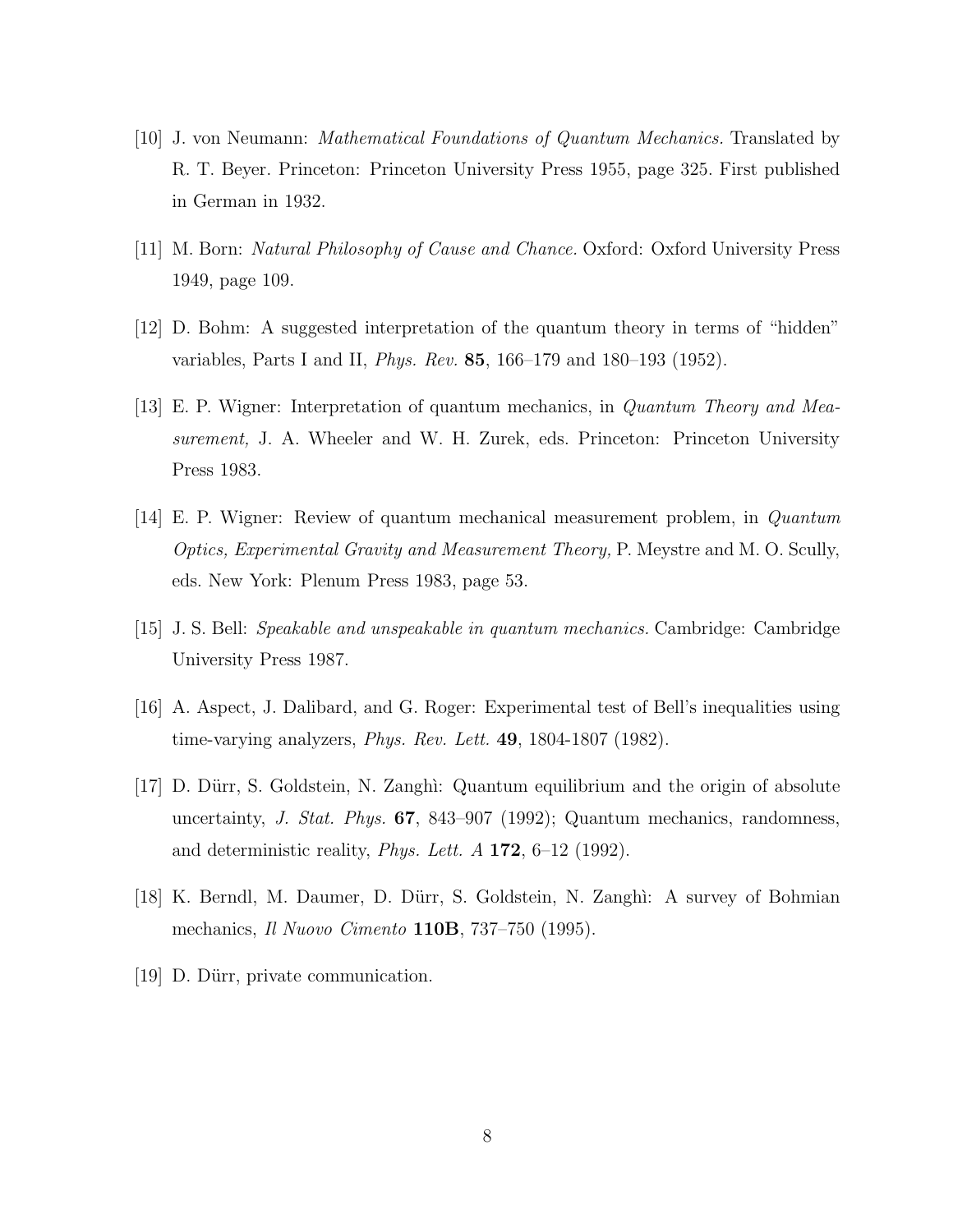[10] J. von Neumann: *Mathematical Foundations of Quantum Mechanics.* Translated by R. T. Beyer. Princeton: Princeton University Press 1955, page 325. First published in German in 1932.

[11] M. Born: *Natural Philosophy of Cause and Chance.* Oxford: Oxford University Press 1949, page 109.

[12] D. Bohm: A suggested interpretation of the quantum theory in terms of "hidden" variables, Parts I and II, *Phys. Rev.* **85**, 166–179 and 180–193 (1952).

[13] E. P. Wigner: Interpretation of quantum mechanics, in *Quantum Theory and Measurement,* J. A. Wheeler and W. H. Zurek, eds. Princeton: Princeton University Press 1983.

[14] E. P. Wigner: Review of quantum mechanical measurement problem, in *Quantum Optics, Experimental Gravity and Measurement Theory,* P. Meystre and M. O. Scully, eds. New York: Plenum Press 1983, page 53.

[15] J. S. Bell: *Speakable and unspeakable in quantum mechanics.* Cambridge: Cambridge University Press 1987.

[16] A. Aspect, J. Dalibard, and G. Roger: Experimental test of Bell's inequalities using time-varying analyzers, *Phys. Rev. Lett.* **49**, 1804-1807 (1982).

[17] D. Dürr, S. Goldstein, N. Zanghì: Quantum equilibrium and the origin of absolute uncertainty, *J. Stat. Phys.* **67**, 843–907 (1992); Quantum mechanics, randomness, and deterministic reality, *Phys. Lett. A* **172**, 6–12 (1992).

[18] K. Berndl, M. Daumer, D. Dürr, S. Goldstein, N. Zanghì: A survey of Bohmian mechanics, *Il Nuovo Cimento* **110B**, 737–750 (1995).

[19] D. Dürr, private communication.